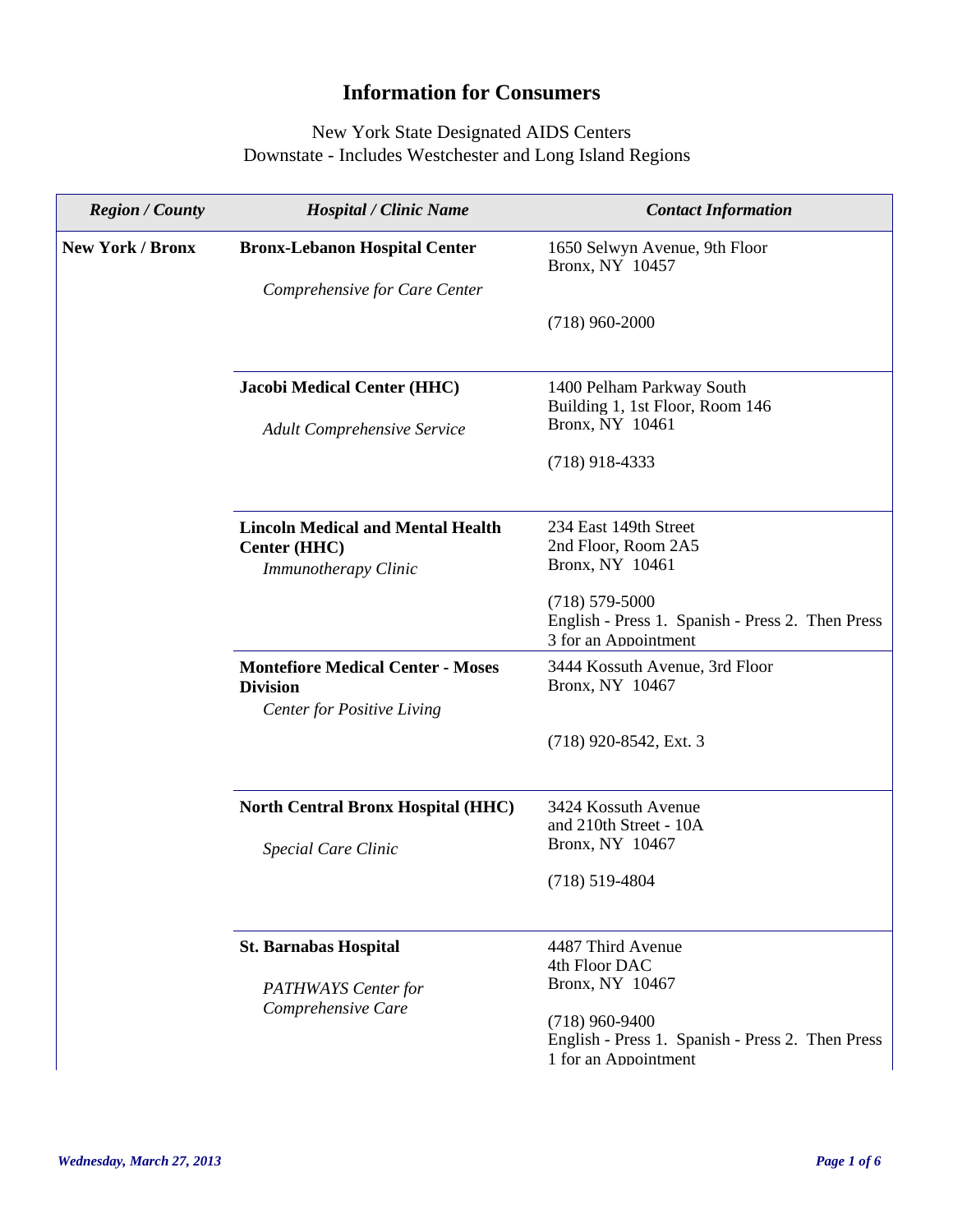# Information for Consumers

New York State Designated AIDS Centers
Downstate - Includes Westchester and Long Island Regions

| *Region / County* | *Hospital / Clinic Name* | *Contact Information* |
|---|---|---|
| **New York / Bronx** | **Bronx-Lebanon Hospital Center**<br>*Comprehensive for Care Center* | 1650 Selwyn Avenue, 9th Floor<br>Bronx, NY 10457<br><br>(718) 960-2000 |
| | **Jacobi Medical Center (HHC)**<br>*Adult Comprehensive Service* | 1400 Pelham Parkway South<br>Building 1, 1st Floor, Room 146<br>Bronx, NY 10461<br><br>(718) 918-4333 |
| | **Lincoln Medical and Mental Health Center (HHC)**<br>*Immunotherapy Clinic* | 234 East 149th Street<br>2nd Floor, Room 2A5<br>Bronx, NY 10461<br><br>(718) 579-5000<br>English - Press 1. Spanish - Press 2. Then Press 3 for an Appointment |
| | **Montefiore Medical Center - Moses Division**<br>*Center for Positive Living* | 3444 Kossuth Avenue, 3rd Floor<br>Bronx, NY 10467<br><br>(718) 920-8542, Ext. 3 |
| | **North Central Bronx Hospital (HHC)**<br>*Special Care Clinic* | 3424 Kossuth Avenue<br>and 210th Street - 10A<br>Bronx, NY 10467<br><br>(718) 519-4804 |
| | **St. Barnabas Hospital**<br>*PATHWAYS Center for Comprehensive Care* | 4487 Third Avenue<br>4th Floor DAC<br>Bronx, NY 10467<br><br>(718) 960-9400<br>English - Press 1. Spanish - Press 2. Then Press 1 for an Appointment |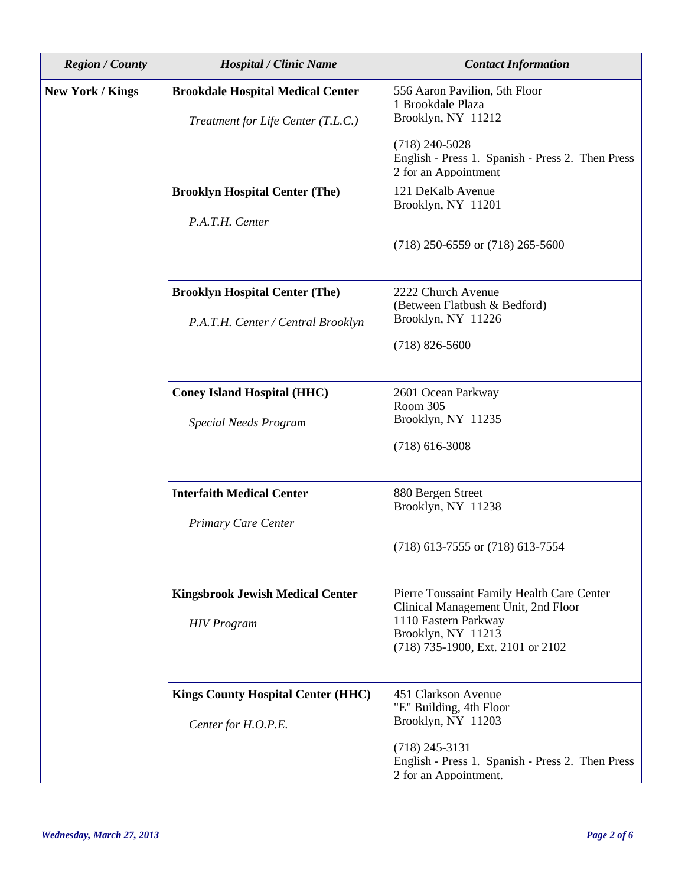| *Region / County* | *Hospital / Clinic Name* | *Contact Information* |
|---|---|---|
| **New York / Kings** | **Brookdale Hospital Medical Center**<br>*Treatment for Life Center (T.L.C.)* | 556 Aaron Pavilion, 5th Floor<br>1 Brookdale Plaza<br>Brooklyn, NY 11212<br>(718) 240-5028<br>English - Press 1. Spanish - Press 2. Then Press 2 for an Appointment |
| | **Brooklyn Hospital Center (The)**<br>*P.A.T.H. Center* | 121 DeKalb Avenue<br>Brooklyn, NY 11201<br>(718) 250-6559 or (718) 265-5600 |
| | **Brooklyn Hospital Center (The)**<br>*P.A.T.H. Center / Central Brooklyn* | 2222 Church Avenue<br>(Between Flatbush & Bedford)<br>Brooklyn, NY 11226<br>(718) 826-5600 |
| | **Coney Island Hospital (HHC)**<br>*Special Needs Program* | 2601 Ocean Parkway<br>Room 305<br>Brooklyn, NY 11235<br>(718) 616-3008 |
| | **Interfaith Medical Center**<br>*Primary Care Center* | 880 Bergen Street<br>Brooklyn, NY 11238<br>(718) 613-7555 or (718) 613-7554 |
| | **Kingsbrook Jewish Medical Center**<br>*HIV Program* | Pierre Toussaint Family Health Care Center<br>Clinical Management Unit, 2nd Floor<br>1110 Eastern Parkway<br>Brooklyn, NY 11213<br>(718) 735-1900, Ext. 2101 or 2102 |
| | **Kings County Hospital Center (HHC)**<br>*Center for H.O.P.E.* | 451 Clarkson Avenue<br>"E" Building, 4th Floor<br>Brooklyn, NY 11203<br>(718) 245-3131<br>English - Press 1. Spanish - Press 2. Then Press 2 for an Appointment. |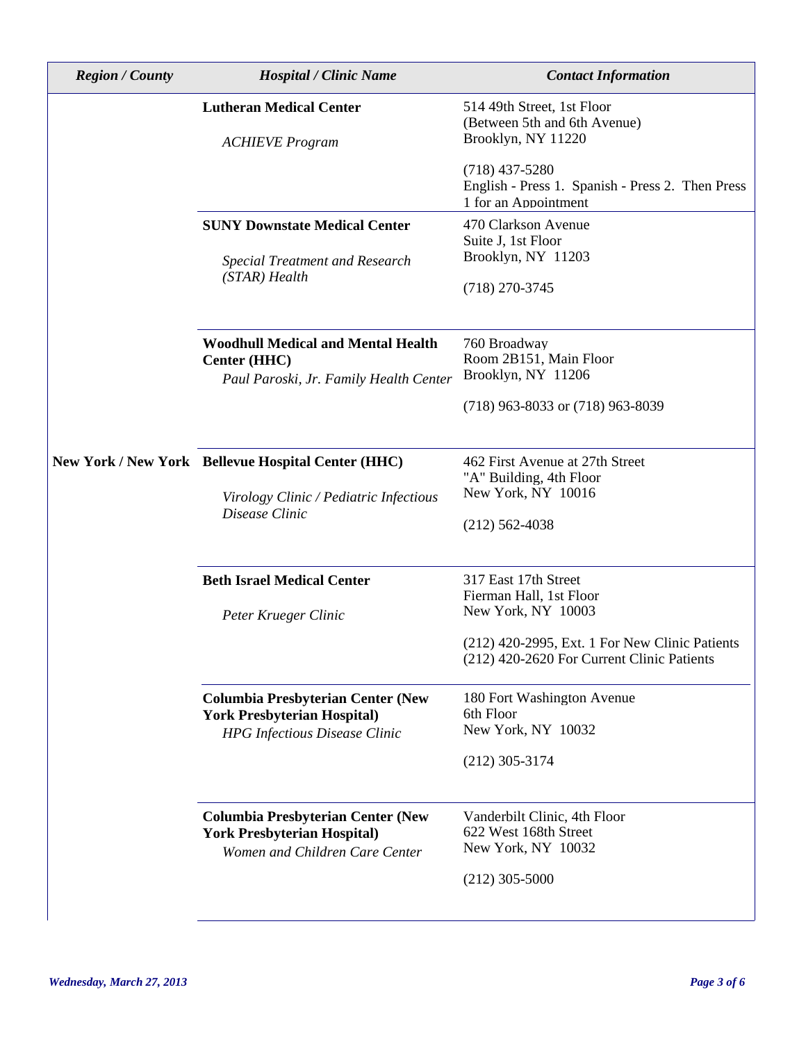| Region / County | Hospital / Clinic Name | Contact Information |
|---|---|---|
| | **Lutheran Medical Center**<br><br>*ACHIEVE Program* | 514 49th Street, 1st Floor<br>(Between 5th and 6th Avenue)<br>Brooklyn, NY 11220<br><br>(718) 437-5280<br>English - Press 1. Spanish - Press 2. Then Press 1 for an Appointment |
| | **SUNY Downstate Medical Center**<br><br>*Special Treatment and Research (STAR) Health* | 470 Clarkson Avenue<br>Suite J, 1st Floor<br>Brooklyn, NY 11203<br><br>(718) 270-3745 |
| | **Woodhull Medical and Mental Health Center (HHC)**<br>*Paul Paroski, Jr. Family Health Center* | 760 Broadway<br>Room 2B151, Main Floor<br>Brooklyn, NY 11206<br><br>(718) 963-8033 or (718) 963-8039 |
| **New York / New York** | **Bellevue Hospital Center (HHC)**<br><br>*Virology Clinic / Pediatric Infectious Disease Clinic* | 462 First Avenue at 27th Street<br>"A" Building, 4th Floor<br>New York, NY 10016<br><br>(212) 562-4038 |
| | **Beth Israel Medical Center**<br><br>*Peter Krueger Clinic* | 317 East 17th Street<br>Fierman Hall, 1st Floor<br>New York, NY 10003<br><br>(212) 420-2995, Ext. 1 For New Clinic Patients<br>(212) 420-2620 For Current Clinic Patients |
| | **Columbia Presbyterian Center (New York Presbyterian Hospital)**<br>*HPG Infectious Disease Clinic* | 180 Fort Washington Avenue<br>6th Floor<br>New York, NY 10032<br><br>(212) 305-3174 |
| | **Columbia Presbyterian Center (New York Presbyterian Hospital)**<br>*Women and Children Care Center* | Vanderbilt Clinic, 4th Floor<br>622 West 168th Street<br>New York, NY 10032<br><br>(212) 305-5000 |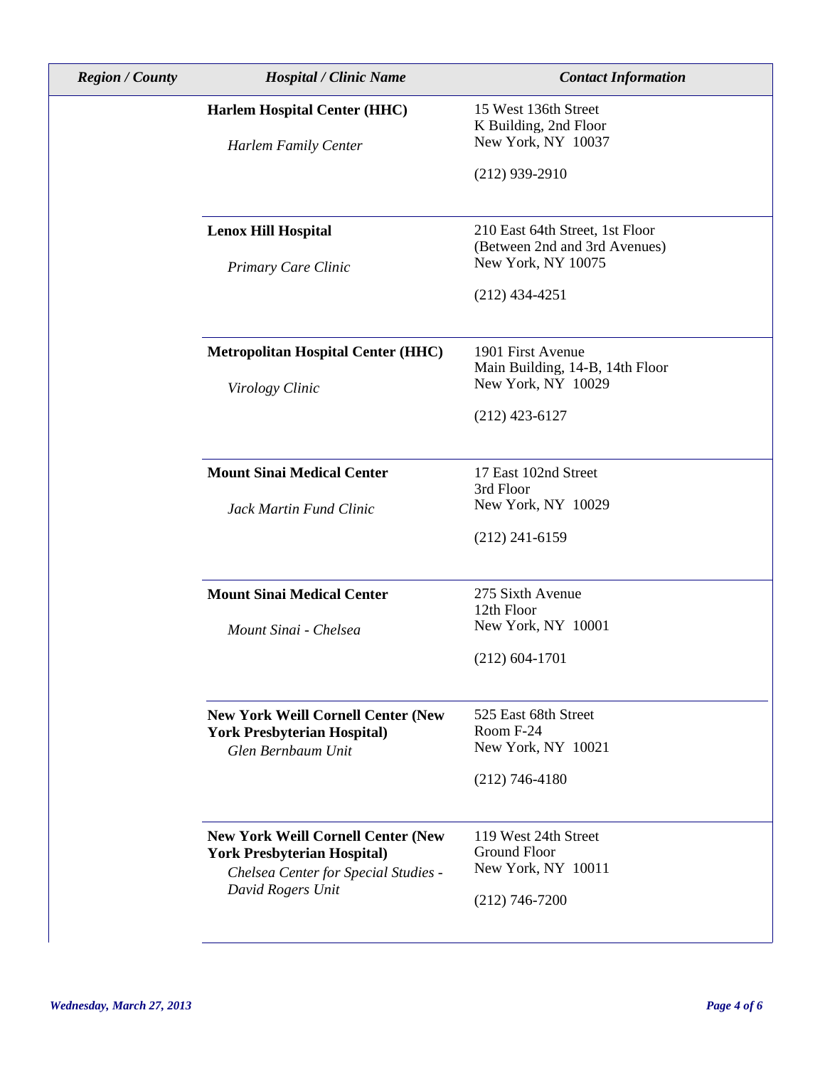| Region / County | Hospital / Clinic Name | Contact Information |
|---|---|---|
| | **Harlem Hospital Center (HHC)**<br>*Harlem Family Center* | 15 West 136th Street<br>K Building, 2nd Floor<br>New York, NY 10037<br><br>(212) 939-2910 |
| | **Lenox Hill Hospital**<br>*Primary Care Clinic* | 210 East 64th Street, 1st Floor<br>(Between 2nd and 3rd Avenues)<br>New York, NY 10075<br><br>(212) 434-4251 |
| | **Metropolitan Hospital Center (HHC)**<br>*Virology Clinic* | 1901 First Avenue<br>Main Building, 14-B, 14th Floor<br>New York, NY 10029<br><br>(212) 423-6127 |
| | **Mount Sinai Medical Center**<br>*Jack Martin Fund Clinic* | 17 East 102nd Street<br>3rd Floor<br>New York, NY 10029<br><br>(212) 241-6159 |
| | **Mount Sinai Medical Center**<br>*Mount Sinai - Chelsea* | 275 Sixth Avenue<br>12th Floor<br>New York, NY 10001<br><br>(212) 604-1701 |
| | **New York Weill Cornell Center (New York Presbyterian Hospital)**<br>*Glen Bernbaum Unit* | 525 East 68th Street<br>Room F-24<br>New York, NY 10021<br><br>(212) 746-4180 |
| | **New York Weill Cornell Center (New York Presbyterian Hospital)**<br>*Chelsea Center for Special Studies - David Rogers Unit* | 119 West 24th Street<br>Ground Floor<br>New York, NY 10011<br><br>(212) 746-7200 |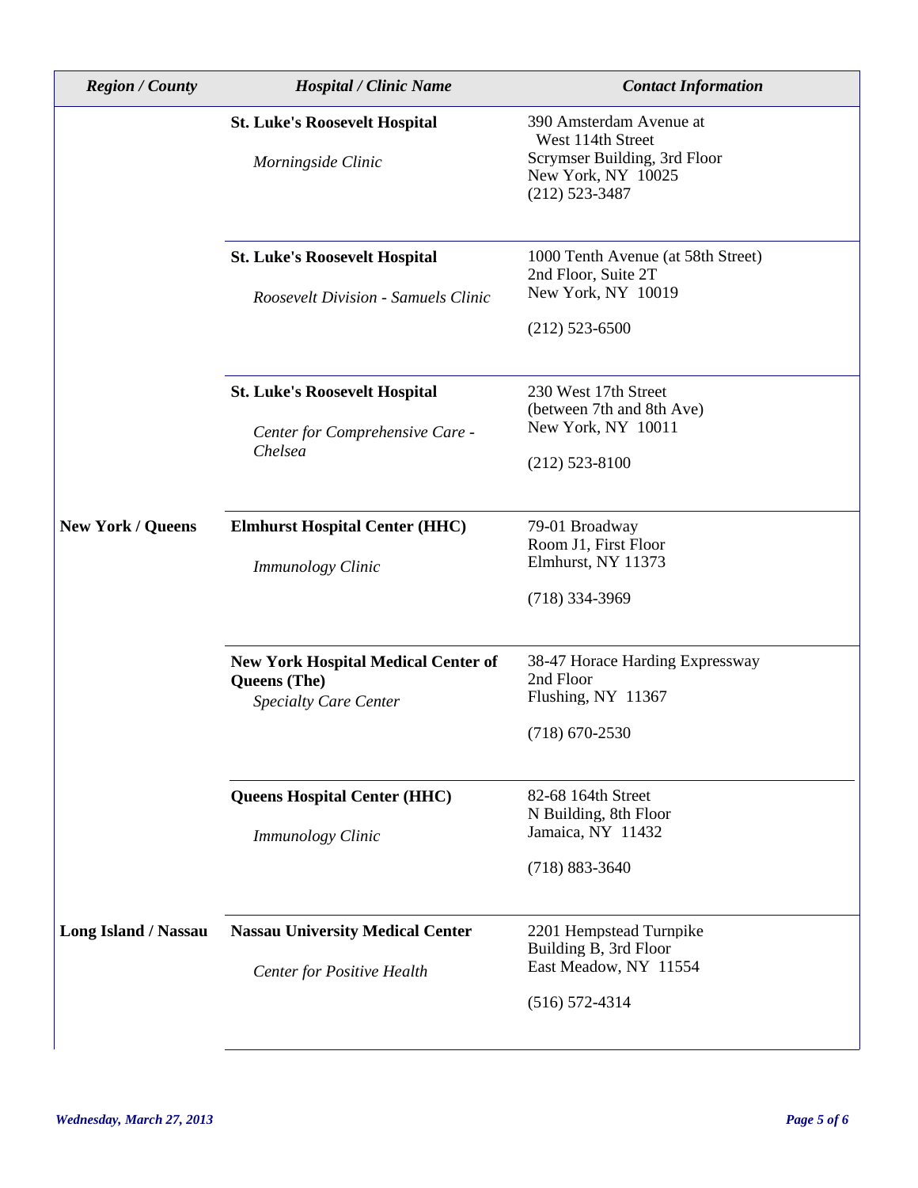| *Region / County* | *Hospital / Clinic Name* | *Contact Information* |
|---|---|---|
| | **St. Luke's Roosevelt Hospital**<br>*Morningside Clinic* | 390 Amsterdam Avenue at West 114th Street<br>Scrymser Building, 3rd Floor<br>New York, NY 10025<br>(212) 523-3487 |
| | **St. Luke's Roosevelt Hospital**<br>*Roosevelt Division - Samuels Clinic* | 1000 Tenth Avenue (at 58th Street)<br>2nd Floor, Suite 2T<br>New York, NY 10019<br>(212) 523-6500 |
| | **St. Luke's Roosevelt Hospital**<br>*Center for Comprehensive Care - Chelsea* | 230 West 17th Street<br>(between 7th and 8th Ave)<br>New York, NY 10011<br>(212) 523-8100 |
| **New York / Queens** | **Elmhurst Hospital Center (HHC)**<br>*Immunology Clinic* | 79-01 Broadway<br>Room J1, First Floor<br>Elmhurst, NY 11373<br>(718) 334-3969 |
| | **New York Hospital Medical Center of Queens (The)**<br>*Specialty Care Center* | 38-47 Horace Harding Expressway<br>2nd Floor<br>Flushing, NY 11367<br>(718) 670-2530 |
| | **Queens Hospital Center (HHC)**<br>*Immunology Clinic* | 82-68 164th Street<br>N Building, 8th Floor<br>Jamaica, NY 11432<br>(718) 883-3640 |
| **Long Island / Nassau** | **Nassau University Medical Center**<br>*Center for Positive Health* | 2201 Hempstead Turnpike<br>Building B, 3rd Floor<br>East Meadow, NY 11554<br>(516) 572-4314 |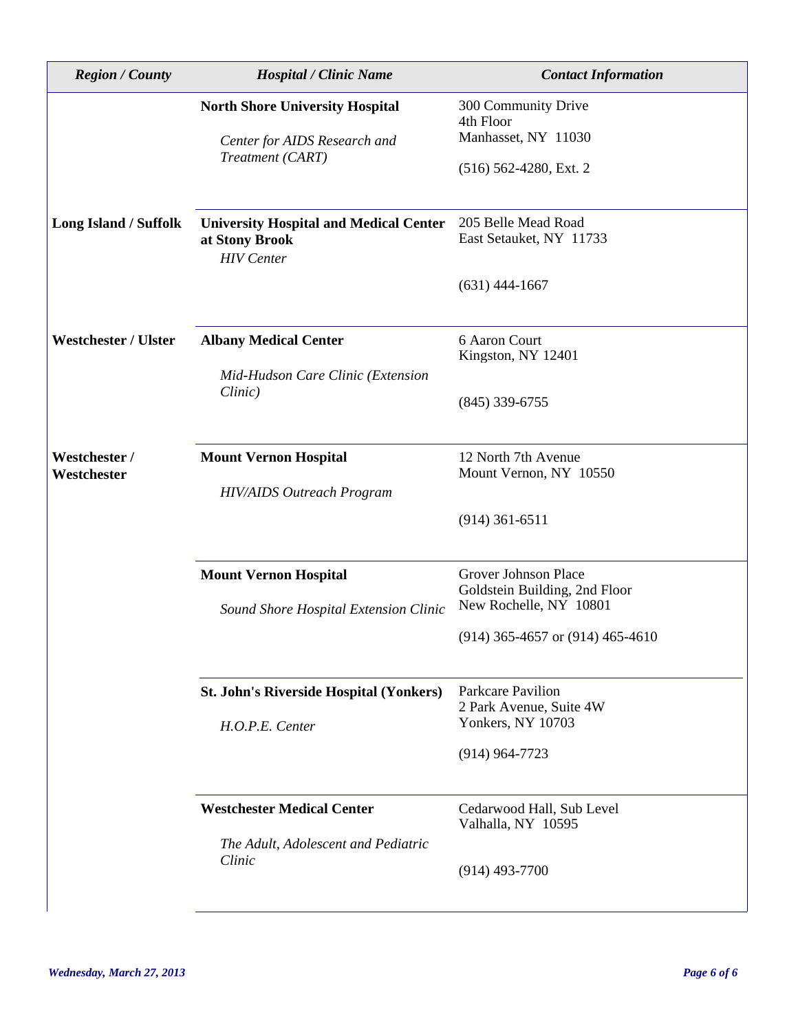| Region / County | Hospital / Clinic Name | Contact Information |
|---|---|---|
| | **North Shore University Hospital**<br>*Center for AIDS Research and Treatment (CART)* | 300 Community Drive<br>4th Floor<br>Manhasset, NY 11030<br>(516) 562-4280, Ext. 2 |
| **Long Island / Suffolk** | **University Hospital and Medical Center at Stony Brook**<br>*HIV Center* | 205 Belle Mead Road<br>East Setauket, NY 11733<br>(631) 444-1667 |
| **Westchester / Ulster** | **Albany Medical Center**<br>*Mid-Hudson Care Clinic (Extension Clinic)* | 6 Aaron Court<br>Kingston, NY 12401<br>(845) 339-6755 |
| **Westchester / Westchester** | **Mount Vernon Hospital**<br>*HIV/AIDS Outreach Program* | 12 North 7th Avenue<br>Mount Vernon, NY 10550<br>(914) 361-6511 |
| | **Mount Vernon Hospital**<br>*Sound Shore Hospital Extension Clinic* | Grover Johnson Place<br>Goldstein Building, 2nd Floor<br>New Rochelle, NY 10801<br>(914) 365-4657 or (914) 465-4610 |
| | **St. John's Riverside Hospital (Yonkers)**<br>*H.O.P.E. Center* | Parkcare Pavilion<br>2 Park Avenue, Suite 4W<br>Yonkers, NY 10703<br>(914) 964-7723 |
| | **Westchester Medical Center**<br>*The Adult, Adolescent and Pediatric Clinic* | Cedarwood Hall, Sub Level<br>Valhalla, NY 10595<br>(914) 493-7700 |

*Wednesday, March 27, 2013*